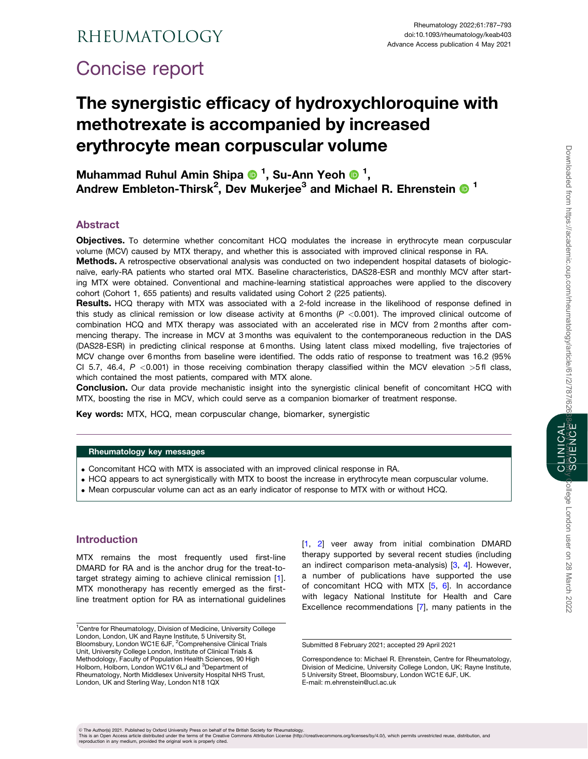# Concise report

# The synergistic efficacy of hydroxychloroquine with methotrexate is accompanied by increased erythrocyte mean corpuscular volume

**Muhammad Ruhul Amin Shipa [1], Su-Ann Yeoh [1], Andrew Embleton-Thirsk [2], Dev Mukerjee [3] and Michael R. Ehrenstein [1]**

## Abstract

**Objectives.** To determine whether concomitant HCQ modulates the increase in erythrocyte mean corpuscular volume (MCV) caused by MTX therapy, and whether this is associated with improved clinical response in RA.

**Methods.** A retrospective observational analysis was conducted on two independent hospital datasets of biologic-naïve, early-RA patients who started oral MTX. Baseline characteristics, DAS28-ESR and monthly MCV after starting MTX were obtained. Conventional and machine-learning statistical approaches were applied to the discovery cohort (Cohort 1, 655 patients) and results validated using Cohort 2 (225 patients).

**Results.** HCQ therapy with MTX was associated with a 2-fold increase in the likelihood of response defined in this study as clinical remission or low disease activity at 6 months ($P < 0.001$). The improved clinical outcome of combination HCQ and MTX therapy was associated with an accelerated rise in MCV from 2 months after commencing therapy. The increase in MCV at 3 months was equivalent to the contemporaneous reduction in the DAS (DAS28-ESR) in predicting clinical response at 6 months. Using latent class mixed modelling, five trajectories of MCV change over 6 months from baseline were identified. The odds ratio of response to treatment was 16.2 (95% CI 5.7, 46.4, $P < 0.001$) in those receiving combination therapy classified within the MCV elevation >5 fl class, which contained the most patients, compared with MTX alone.

**Conclusion.** Our data provide mechanistic insight into the synergistic clinical benefit of concomitant HCQ with MTX, boosting the rise in MCV, which could serve as a companion biomarker of treatment response.

**Key words:** MTX, HCQ, mean corpuscular change, biomarker, synergistic

### Rheumatology key messages

- Concomitant HCQ with MTX is associated with an improved clinical response in RA.
- HCQ appears to act synergistically with MTX to boost the increase in erythrocyte mean corpuscular volume.
- Mean corpuscular volume can act as an early indicator of response to MTX with or without HCQ.

## Introduction

MTX remains the most frequently used first-line DMARD for RA and is the anchor drug for the treat-to-target strategy aiming to achieve clinical remission [1]. MTX monotherapy has recently emerged as the first-line treatment option for RA as international guidelines [1, 2] veer away from initial combination DMARD therapy supported by several recent studies (including an indirect comparison meta-analysis) [3, 4]. However, a number of publications have supported the use of concomitant HCQ with MTX [5, 6]. In accordance with legacy National Institute for Health and Care Excellence recommendations [7], many patients in the

[1]Centre for Rheumatology, Division of Medicine, University College London, London, UK and Rayne Institute, 5 University St, Bloomsbury, London WC1E 6JF, [2]Comprehensive Clinical Trials Unit, University College London, Institute of Clinical Trials & Methodology, Faculty of Population Health Sciences, 90 High Holborn, Holborn, London WC1V 6LJ and [3]Department of Rheumatology, North Middlesex University Hospital NHS Trust, London, UK and Sterling Way, London N18 1QX

Submitted 8 February 2021; accepted 29 April 2021

Correspondence to: Michael R. Ehrenstein, Centre for Rheumatology, Division of Medicine, University College London, UK; Rayne Institute, 5 University Street, Bloomsbury, London WC1E 6JF, UK. E-mail: m.ehrenstein@ucl.ac.uk

© The Author(s) 2021. Published by Oxford University Press on behalf of the British Society for Rheumatology. This is an Open Access article distributed under the terms of the Creative Commons Attribution License (http://creativecommons.org/licenses/by/4.0/), which permits unrestricted reuse, distribution, and reproduction in any medium, provided the original work is properly cited.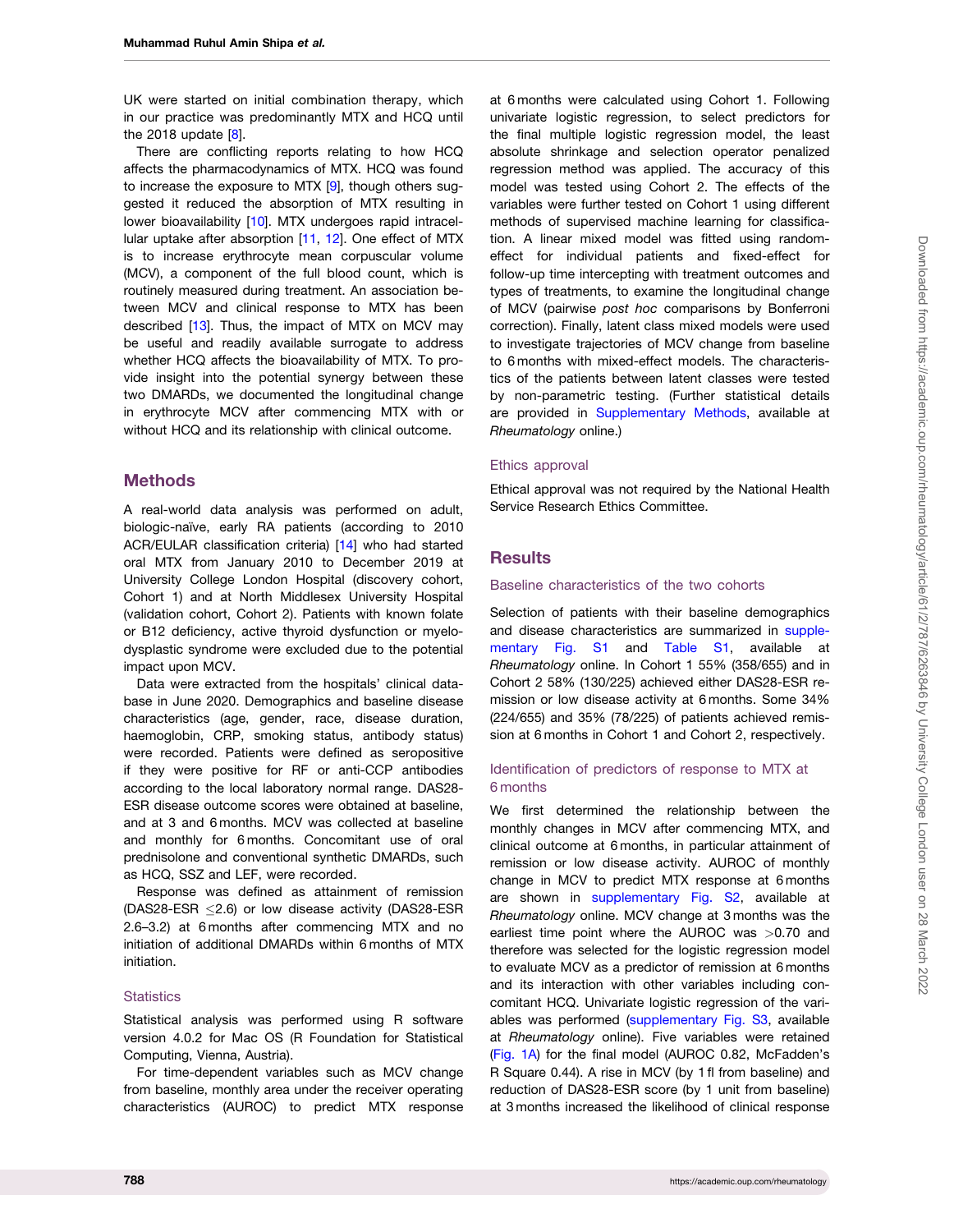UK were started on initial combination therapy, which in our practice was predominantly MTX and HCQ until the 2018 update [8].

There are conflicting reports relating to how HCQ affects the pharmacodynamics of MTX. HCQ was found to increase the exposure to MTX [9], though others suggested it reduced the absorption of MTX resulting in lower bioavailability [10]. MTX undergoes rapid intracellular uptake after absorption [11, 12]. One effect of MTX is to increase erythrocyte mean corpuscular volume (MCV), a component of the full blood count, which is routinely measured during treatment. An association between MCV and clinical response to MTX has been described [13]. Thus, the impact of MTX on MCV may be useful and readily available surrogate to address whether HCQ affects the bioavailability of MTX. To provide insight into the potential synergy between these two DMARDs, we documented the longitudinal change in erythrocyte MCV after commencing MTX with or without HCQ and its relationship with clinical outcome.

## Methods

A real-world data analysis was performed on adult, biologic-naïve, early RA patients (according to 2010 ACR/EULAR classification criteria) [14] who had started oral MTX from January 2010 to December 2019 at University College London Hospital (discovery cohort, Cohort 1) and at North Middlesex University Hospital (validation cohort, Cohort 2). Patients with known folate or B12 deficiency, active thyroid dysfunction or myelodysplastic syndrome were excluded due to the potential impact upon MCV.

Data were extracted from the hospitals' clinical database in June 2020. Demographics and baseline disease characteristics (age, gender, race, disease duration, haemoglobin, CRP, smoking status, antibody status) were recorded. Patients were defined as seropositive if they were positive for RF or anti-CCP antibodies according to the local laboratory normal range. DAS28-ESR disease outcome scores were obtained at baseline, and at 3 and 6 months. MCV was collected at baseline and monthly for 6 months. Concomitant use of oral prednisolone and conventional synthetic DMARDs, such as HCQ, SSZ and LEF, were recorded.

Response was defined as attainment of remission (DAS28-ESR $\leq$2.6) or low disease activity (DAS28-ESR 2.6–3.2) at 6 months after commencing MTX and no initiation of additional DMARDs within 6 months of MTX initiation.

### Statistics

Statistical analysis was performed using R software version 4.0.2 for Mac OS (R Foundation for Statistical Computing, Vienna, Austria).

For time-dependent variables such as MCV change from baseline, monthly area under the receiver operating characteristics (AUROC) to predict MTX response at 6 months were calculated using Cohort 1. Following univariate logistic regression, to select predictors for the final multiple logistic regression model, the least absolute shrinkage and selection operator penalized regression method was applied. The accuracy of this model was tested using Cohort 2. The effects of the variables were further tested on Cohort 1 using different methods of supervised machine learning for classification. A linear mixed model was fitted using random-effect for individual patients and fixed-effect for follow-up time intercepting with treatment outcomes and types of treatments, to examine the longitudinal change of MCV (pairwise *post hoc* comparisons by Bonferroni correction). Finally, latent class mixed models were used to investigate trajectories of MCV change from baseline to 6 months with mixed-effect models. The characteristics of the patients between latent classes were tested by non-parametric testing. (Further statistical details are provided in Supplementary Methods, available at *Rheumatology* online.)

### Ethics approval

Ethical approval was not required by the National Health Service Research Ethics Committee.

## Results

### Baseline characteristics of the two cohorts

Selection of patients with their baseline demographics and disease characteristics are summarized in supplementary Fig. S1 and Table S1, available at *Rheumatology* online. In Cohort 1 55% (358/655) and in Cohort 2 58% (130/225) achieved either DAS28-ESR remission or low disease activity at 6 months. Some 34% (224/655) and 35% (78/225) of patients achieved remission at 6 months in Cohort 1 and Cohort 2, respectively.

### Identification of predictors of response to MTX at 6 months

We first determined the relationship between the monthly changes in MCV after commencing MTX, and clinical outcome at 6 months, in particular attainment of remission or low disease activity. AUROC of monthly change in MCV to predict MTX response at 6 months are shown in supplementary Fig. S2, available at *Rheumatology* online. MCV change at 3 months was the earliest time point where the AUROC was >0.70 and therefore was selected for the logistic regression model to evaluate MCV as a predictor of remission at 6 months and its interaction with other variables including concomitant HCQ. Univariate logistic regression of the variables was performed (supplementary Fig. S3, available at *Rheumatology* online). Five variables were retained (Fig. 1A) for the final model (AUROC 0.82, McFadden's R Square 0.44). A rise in MCV (by 1 fl from baseline) and reduction of DAS28-ESR score (by 1 unit from baseline) at 3 months increased the likelihood of clinical response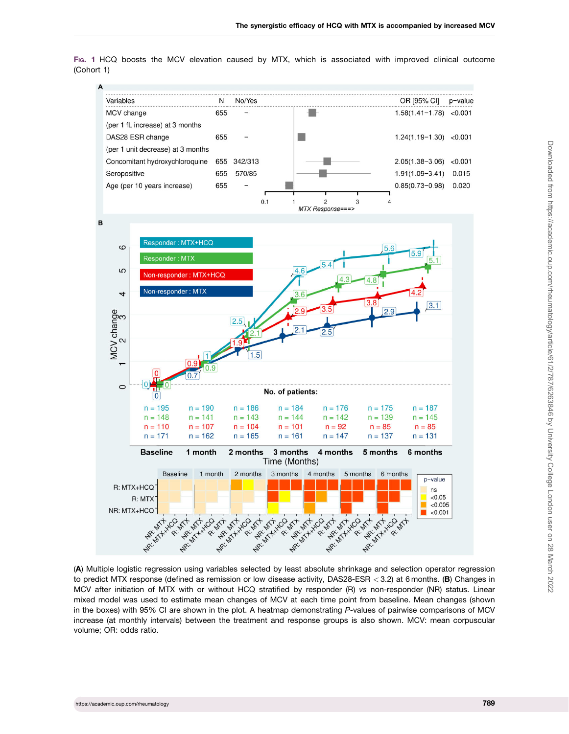**Fig. 1** HCQ boosts the MCV elevation caused by MTX, which is associated with improved clinical outcome (Cohort 1)

**A**

| Variables | N | No/Yes | OR [95% CI] | p-value |
|---|---|---|---|---|
| MCV change (per 1 fL increase) at 3 months | 655 | – | 1.58(1.41−1.78) | <0.001 |
| DAS28 ESR change (per 1 unit decrease) at 3 months | 655 | – | 1.24(1.19−1.30) | <0.001 |
| Concomitant hydroxychloroquine | 655 | 342/313 | 2.05(1.38−3.06) | <0.001 |
| Seropositive | 655 | 570/85 | 1.91(1.09−3.41) | 0.015 |
| Age (per 10 years increase) | 655 | – | 0.85(0.73−0.98) | 0.020 |

**B**

No. of patients:

| | Baseline | 1 month | 2 months | 3 months | 4 months | 5 months | 6 months |
|---|---|---|---|---|---|---|---|
| Responder : MTX+HCQ | n = 195 | n = 190 | n = 186 | n = 184 | n = 176 | n = 175 | n = 187 |
| Responder : MTX | n = 148 | n = 141 | n = 143 | n = 144 | n = 142 | n = 139 | n = 145 |
| Non-responder : MTX+HCQ | n = 110 | n = 107 | n = 104 | n = 101 | n = 92 | n = 85 | n = 85 |
| Non-responder : MTX | n = 171 | n = 162 | n = 165 | n = 161 | n = 147 | n = 137 | n = 131 |

(**A**) Multiple logistic regression using variables selected by least absolute shrinkage and selection operator regression to predict MTX response (defined as remission or low disease activity, DAS28-ESR < 3.2) at 6 months. (**B**) Changes in MCV after initiation of MTX with or without HCQ stratified by responder (R) *vs* non-responder (NR) status. Linear mixed model was used to estimate mean changes of MCV at each time point from baseline. Mean changes (shown in the boxes) with 95% CI are shown in the plot. A heatmap demonstrating *P*-values of pairwise comparisons of MCV increase (at monthly intervals) between the treatment and response groups is also shown. MCV: mean corpuscular volume; OR: odds ratio.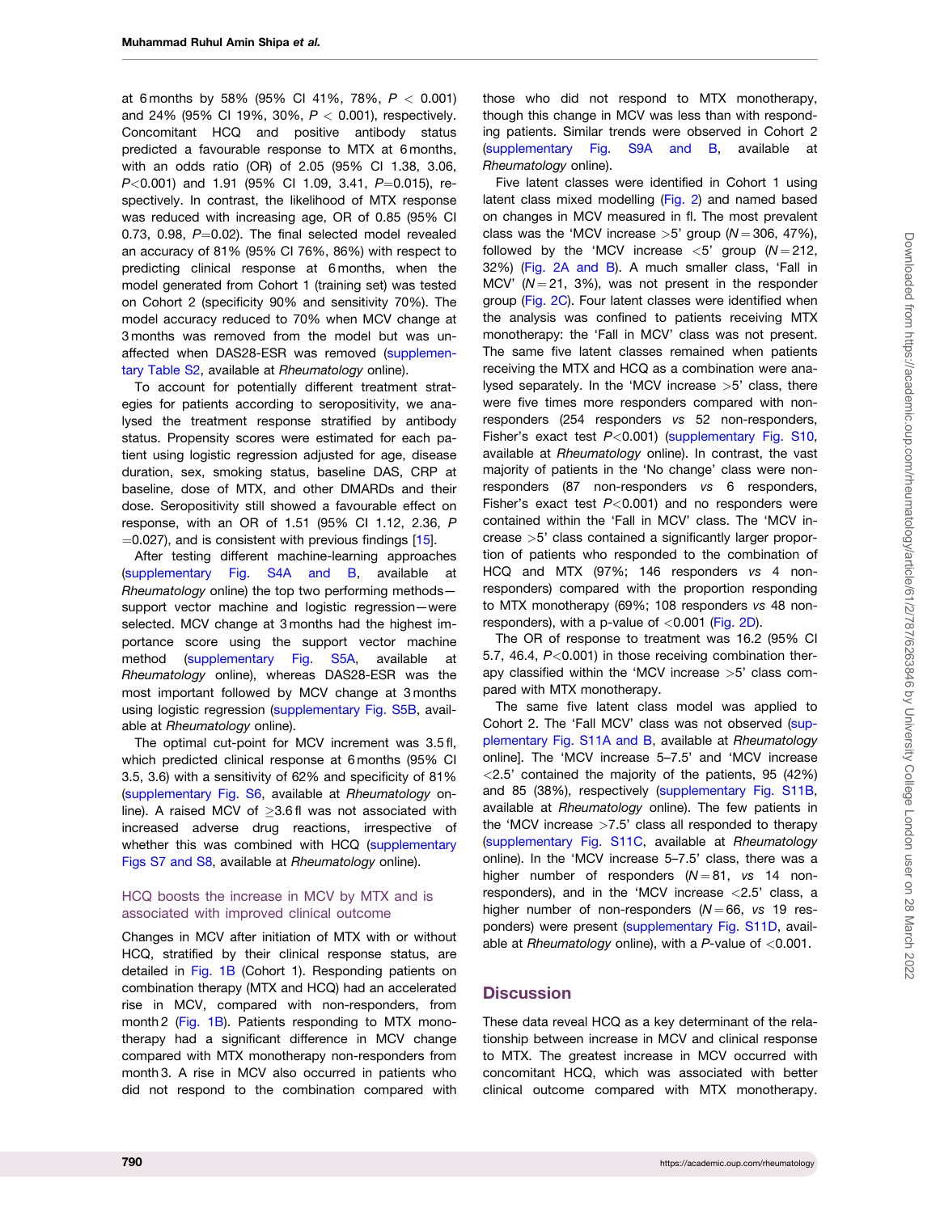at 6 months by 58% (95% CI 41%, 78%, $P < 0.001$) and 24% (95% CI 19%, 30%, $P < 0.001$), respectively. Concomitant HCQ and positive antibody status predicted a favourable response to MTX at 6 months, with an odds ratio (OR) of 2.05 (95% CI 1.38, 3.06, $P<0.001$) and 1.91 (95% CI 1.09, 3.41, $P=0.015$), respectively. In contrast, the likelihood of MTX response was reduced with increasing age, OR of 0.85 (95% CI 0.73, 0.98, $P=0.02$). The final selected model revealed an accuracy of 81% (95% CI 76%, 86%) with respect to predicting clinical response at 6 months, when the model generated from Cohort 1 (training set) was tested on Cohort 2 (specificity 90% and sensitivity 70%). The model accuracy reduced to 70% when MCV change at 3 months was removed from the model but was unaffected when DAS28-ESR was removed (supplementary Table S2, available at *Rheumatology* online).

To account for potentially different treatment strategies for patients according to seropositivity, we analysed the treatment response stratified by antibody status. Propensity scores were estimated for each patient using logistic regression adjusted for age, disease duration, sex, smoking status, baseline DAS, CRP at baseline, dose of MTX, and other DMARDs and their dose. Seropositivity still showed a favourable effect on response, with an OR of 1.51 (95% CI 1.12, 2.36, $P=0.027$), and is consistent with previous findings [15].

After testing different machine-learning approaches (supplementary Fig. S4A and B, available at *Rheumatology* online) the top two performing methods—support vector machine and logistic regression—were selected. MCV change at 3 months had the highest importance score using the support vector machine method (supplementary Fig. S5A, available at *Rheumatology* online), whereas DAS28-ESR was the most important followed by MCV change at 3 months using logistic regression (supplementary Fig. S5B, available at *Rheumatology* online).

The optimal cut-point for MCV increment was 3.5 fl, which predicted clinical response at 6 months (95% CI 3.5, 3.6) with a sensitivity of 62% and specificity of 81% (supplementary Fig. S6, available at *Rheumatology* online). A raised MCV of ≥3.6 fl was not associated with increased adverse drug reactions, irrespective of whether this was combined with HCQ (supplementary Figs S7 and S8, available at *Rheumatology* online).

### HCQ boosts the increase in MCV by MTX and is associated with improved clinical outcome

Changes in MCV after initiation of MTX with or without HCQ, stratified by their clinical response status, are detailed in Fig. 1B (Cohort 1). Responding patients on combination therapy (MTX and HCQ) had an accelerated rise in MCV, compared with non-responders, from month 2 (Fig. 1B). Patients responding to MTX monotherapy had a significant difference in MCV change compared with MTX monotherapy non-responders from month 3. A rise in MCV also occurred in patients who did not respond to the combination compared with those who did not respond to MTX monotherapy, though this change in MCV was less than with responding patients. Similar trends were observed in Cohort 2 (supplementary Fig. S9A and B, available at *Rheumatology* online).

Five latent classes were identified in Cohort 1 using latent class mixed modelling (Fig. 2) and named based on changes in MCV measured in fl. The most prevalent class was the 'MCV increase >5' group ($N=306$, 47%), followed by the 'MCV increase <5' group ($N=212$, 32%) (Fig. 2A and B). A much smaller class, 'Fall in MCV' ($N=21$, 3%), was not present in the responder group (Fig. 2C). Four latent classes were identified when the analysis was confined to patients receiving MTX monotherapy: the 'Fall in MCV' class was not present. The same five latent classes remained when patients receiving the MTX and HCQ as a combination were analysed separately. In the 'MCV increase >5' class, there were five times more responders compared with non-responders (254 responders *vs* 52 non-responders, Fisher's exact test $P<0.001$) (supplementary Fig. S10, available at *Rheumatology* online). In contrast, the vast majority of patients in the 'No change' class were non-responders (87 non-responders *vs* 6 responders, Fisher's exact test $P<0.001$) and no responders were contained within the 'Fall in MCV' class. The 'MCV increase >5' class contained a significantly larger proportion of patients who responded to the combination of HCQ and MTX (97%; 146 responders *vs* 4 non-responders) compared with the proportion responding to MTX monotherapy (69%; 108 responders *vs* 48 non-responders), with a p-value of <0.001 (Fig. 2D).

The OR of response to treatment was 16.2 (95% CI 5.7, 46.4, $P<0.001$) in those receiving combination therapy classified within the 'MCV increase >5' class compared with MTX monotherapy.

The same five latent class model was applied to Cohort 2. The 'Fall MCV' class was not observed (supplementary Fig. S11A and B, available at *Rheumatology* online]. The 'MCV increase 5–7.5' and 'MCV increase <2.5' contained the majority of the patients, 95 (42%) and 85 (38%), respectively (supplementary Fig. S11B, available at *Rheumatology* online). The few patients in the 'MCV increase >7.5' class all responded to therapy (supplementary Fig. S11C, available at *Rheumatology* online). In the 'MCV increase 5–7.5' class, there was a higher number of responders ($N=81$, *vs* 14 non-responders), and in the 'MCV increase <2.5' class, a higher number of non-responders ($N=66$, *vs* 19 responders) were present (supplementary Fig. S11D, available at *Rheumatology* online), with a $P$-value of <0.001.

## Discussion

These data reveal HCQ as a key determinant of the relationship between increase in MCV and clinical response to MTX. The greatest increase in MCV occurred with concomitant HCQ, which was associated with better clinical outcome compared with MTX monotherapy.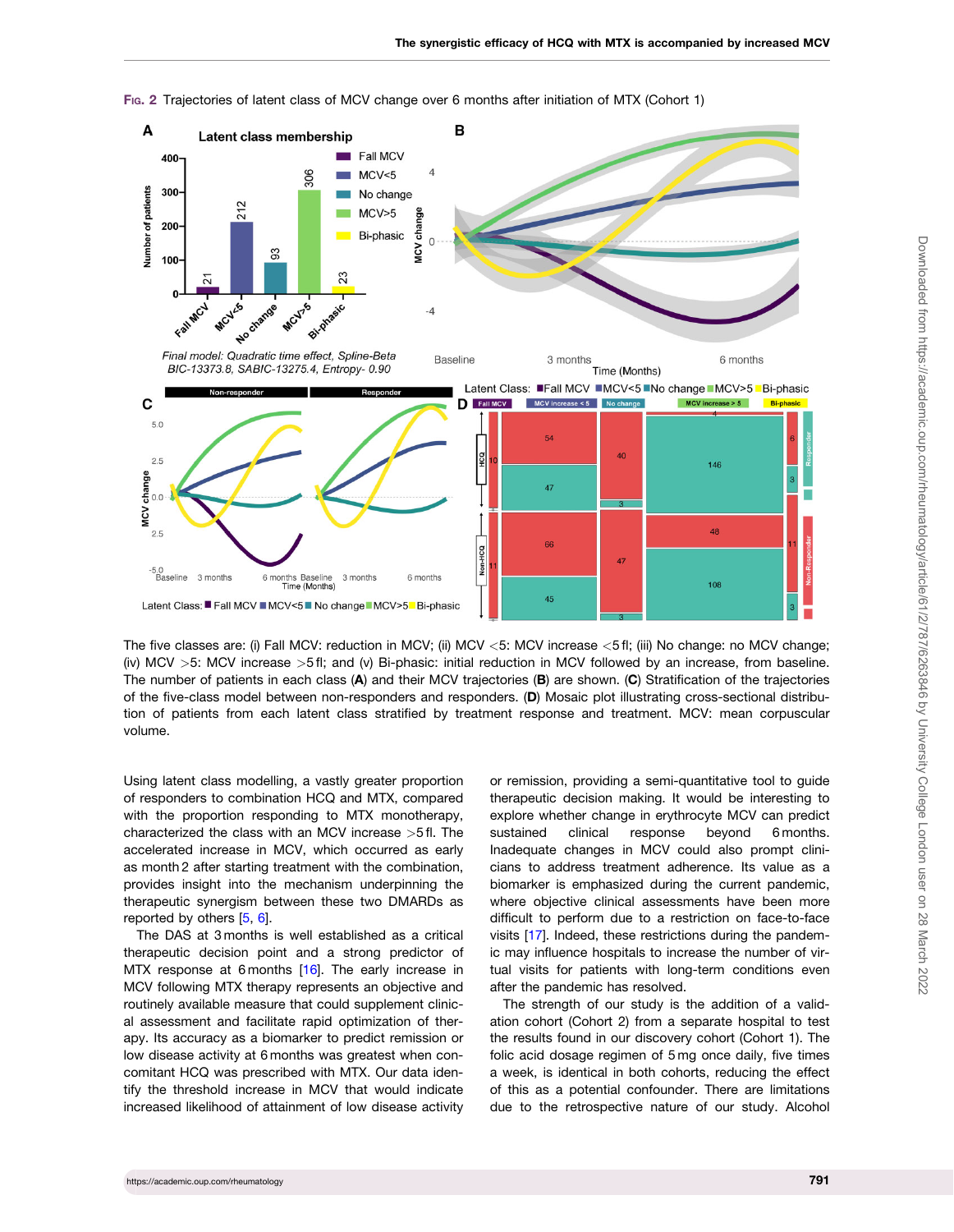Fig. 2 Trajectories of latent class of MCV change over 6 months after initiation of MTX (Cohort 1)

The five classes are: (i) Fall MCV: reduction in MCV; (ii) MCV <5: MCV increase <5 fl; (iii) No change: no MCV change; (iv) MCV >5: MCV increase >5 fl; and (v) Bi-phasic: initial reduction in MCV followed by an increase, from baseline. The number of patients in each class (A) and their MCV trajectories (B) are shown. (C) Stratification of the trajectories of the five-class model between non-responders and responders. (D) Mosaic plot illustrating cross-sectional distribution of patients from each latent class stratified by treatment response and treatment. MCV: mean corpuscular volume.

Using latent class modelling, a vastly greater proportion of responders to combination HCQ and MTX, compared with the proportion responding to MTX monotherapy, characterized the class with an MCV increase >5 fl. The accelerated increase in MCV, which occurred as early as month 2 after starting treatment with the combination, provides insight into the mechanism underpinning the therapeutic synergism between these two DMARDs as reported by others [5, 6].

The DAS at 3 months is well established as a critical therapeutic decision point and a strong predictor of MTX response at 6 months [16]. The early increase in MCV following MTX therapy represents an objective and routinely available measure that could supplement clinical assessment and facilitate rapid optimization of therapy. Its accuracy as a biomarker to predict remission or low disease activity at 6 months was greatest when concomitant HCQ was prescribed with MTX. Our data identify the threshold increase in MCV that would indicate increased likelihood of attainment of low disease activity or remission, providing a semi-quantitative tool to guide therapeutic decision making. It would be interesting to explore whether change in erythrocyte MCV can predict sustained clinical response beyond 6 months. Inadequate changes in MCV could also prompt clinicians to address treatment adherence. Its value as a biomarker is emphasized during the current pandemic, where objective clinical assessments have been more difficult to perform due to a restriction on face-to-face visits [17]. Indeed, these restrictions during the pandemic may influence hospitals to increase the number of virtual visits for patients with long-term conditions even after the pandemic has resolved.

The strength of our study is the addition of a validation cohort (Cohort 2) from a separate hospital to test the results found in our discovery cohort (Cohort 1). The folic acid dosage regimen of 5 mg once daily, five times a week, is identical in both cohorts, reducing the effect of this as a potential confounder. There are limitations due to the retrospective nature of our study. Alcohol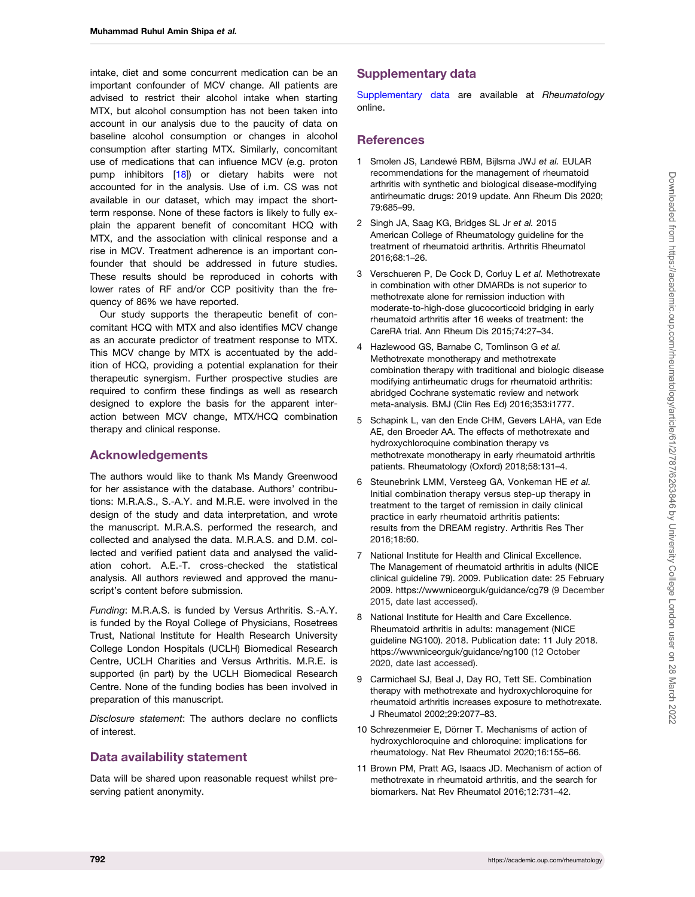intake, diet and some concurrent medication can be an important confounder of MCV change. All patients are advised to restrict their alcohol intake when starting MTX, but alcohol consumption has not been taken into account in our analysis due to the paucity of data on baseline alcohol consumption or changes in alcohol consumption after starting MTX. Similarly, concomitant use of medications that can influence MCV (e.g. proton pump inhibitors [18]) or dietary habits were not accounted for in the analysis. Use of i.m. CS was not available in our dataset, which may impact the short-term response. None of these factors is likely to fully explain the apparent benefit of concomitant HCQ with MTX, and the association with clinical response and a rise in MCV. Treatment adherence is an important confounder that should be addressed in future studies. These results should be reproduced in cohorts with lower rates of RF and/or CCP positivity than the frequency of 86% we have reported.

Our study supports the therapeutic benefit of concomitant HCQ with MTX and also identifies MCV change as an accurate predictor of treatment response to MTX. This MCV change by MTX is accentuated by the addition of HCQ, providing a potential explanation for their therapeutic synergism. Further prospective studies are required to confirm these findings as well as research designed to explore the basis for the apparent interaction between MCV change, MTX/HCQ combination therapy and clinical response.

## Acknowledgements

The authors would like to thank Ms Mandy Greenwood for her assistance with the database. Authors' contributions: M.R.A.S., S.-A.Y. and M.R.E. were involved in the design of the study and data interpretation, and wrote the manuscript. M.R.A.S. performed the research, and collected and analysed the data. M.R.A.S. and D.M. collected and verified patient data and analysed the validation cohort. A.E.-T. cross-checked the statistical analysis. All authors reviewed and approved the manuscript's content before submission.

*Funding*: M.R.A.S. is funded by Versus Arthritis. S.-A.Y. is funded by the Royal College of Physicians, Rosetrees Trust, National Institute for Health Research University College London Hospitals (UCLH) Biomedical Research Centre, UCLH Charities and Versus Arthritis. M.R.E. is supported (in part) by the UCLH Biomedical Research Centre. None of the funding bodies has been involved in preparation of this manuscript.

*Disclosure statement*: The authors declare no conflicts of interest.

## Data availability statement

Data will be shared upon reasonable request whilst preserving patient anonymity.

## Supplementary data

Supplementary data are available at *Rheumatology* online.

## References

1. Smolen JS, Landewé RBM, Bijlsma JWJ *et al.* EULAR recommendations for the management of rheumatoid arthritis with synthetic and biological disease-modifying antirheumatic drugs: 2019 update. Ann Rheum Dis 2020;79:685–99.
2. Singh JA, Saag KG, Bridges SL Jr *et al.* 2015 American College of Rheumatology guideline for the treatment of rheumatoid arthritis. Arthritis Rheumatol 2016;68:1–26.
3. Verschueren P, De Cock D, Corluy L *et al.* Methotrexate in combination with other DMARDs is not superior to methotrexate alone for remission induction with moderate-to-high-dose glucocorticoid bridging in early rheumatoid arthritis after 16 weeks of treatment: the CareRA trial. Ann Rheum Dis 2015;74:27–34.
4. Hazlewood GS, Barnabe C, Tomlinson G *et al.* Methotrexate monotherapy and methotrexate combination therapy with traditional and biologic disease modifying antirheumatic drugs for rheumatoid arthritis: abridged Cochrane systematic review and network meta-analysis. BMJ (Clin Res Ed) 2016;353:i1777.
5. Schapink L, van den Ende CHM, Gevers LAHA, van Ede AE, den Broeder AA. The effects of methotrexate and hydroxychloroquine combination therapy vs methotrexate monotherapy in early rheumatoid arthritis patients. Rheumatology (Oxford) 2018;58:131–4.
6. Steunebrink LMM, Versteeg GA, Vonkeman HE *et al.* Initial combination therapy versus step-up therapy in treatment to the target of remission in daily clinical practice in early rheumatoid arthritis patients: results from the DREAM registry. Arthritis Res Ther 2016;18:60.
7. National Institute for Health and Clinical Excellence. The Management of rheumatoid arthritis in adults (NICE clinical guideline 79). 2009. Publication date: 25 February 2009. https://wwwniceorguk/guidance/cg79 (9 December 2015, date last accessed).
8. National Institute for Health and Care Excellence. Rheumatoid arthritis in adults: management (NICE guideline NG100). 2018. Publication date: 11 July 2018. https://wwwniceorguk/guidance/ng100 (12 October 2020, date last accessed).
9. Carmichael SJ, Beal J, Day RO, Tett SE. Combination therapy with methotrexate and hydroxychloroquine for rheumatoid arthritis increases exposure to methotrexate. J Rheumatol 2002;29:2077–83.
10. Schrezenmeier E, Dörner T. Mechanisms of action of hydroxychloroquine and chloroquine: implications for rheumatology. Nat Rev Rheumatol 2020;16:155–66.
11. Brown PM, Pratt AG, Isaacs JD. Mechanism of action of methotrexate in rheumatoid arthritis, and the search for biomarkers. Nat Rev Rheumatol 2016;12:731–42.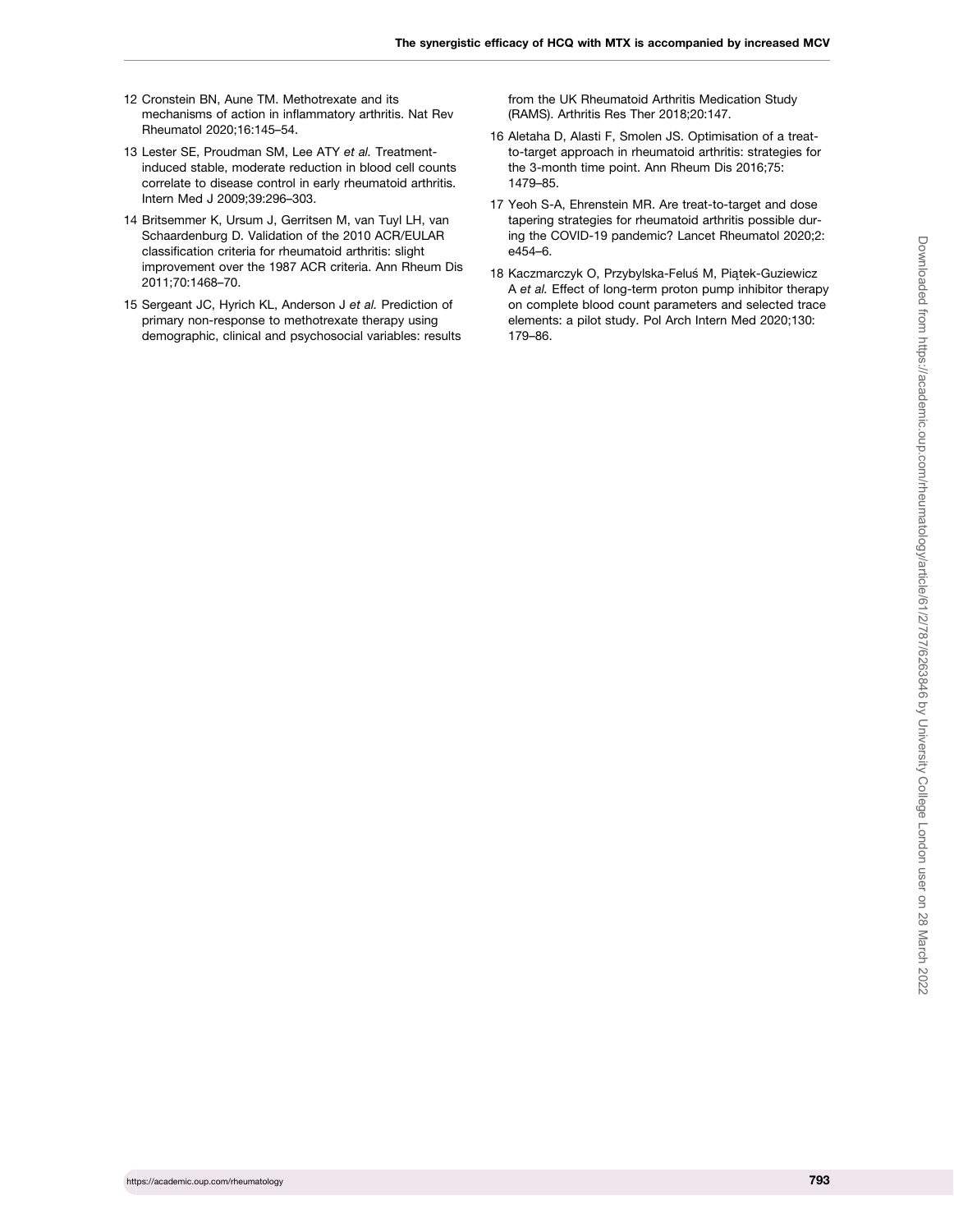12 Cronstein BN, Aune TM. Methotrexate and its mechanisms of action in inflammatory arthritis. Nat Rev Rheumatol 2020;16:145–54.

13 Lester SE, Proudman SM, Lee ATY *et al.* Treatment-induced stable, moderate reduction in blood cell counts correlate to disease control in early rheumatoid arthritis. Intern Med J 2009;39:296–303.

14 Britsemmer K, Ursum J, Gerritsen M, van Tuyl LH, van Schaardenburg D. Validation of the 2010 ACR/EULAR classification criteria for rheumatoid arthritis: slight improvement over the 1987 ACR criteria. Ann Rheum Dis 2011;70:1468–70.

15 Sergeant JC, Hyrich KL, Anderson J *et al.* Prediction of primary non-response to methotrexate therapy using demographic, clinical and psychosocial variables: results from the UK Rheumatoid Arthritis Medication Study (RAMS). Arthritis Res Ther 2018;20:147.

16 Aletaha D, Alasti F, Smolen JS. Optimisation of a treat-to-target approach in rheumatoid arthritis: strategies for the 3-month time point. Ann Rheum Dis 2016;75: 1479–85.

17 Yeoh S-A, Ehrenstein MR. Are treat-to-target and dose tapering strategies for rheumatoid arthritis possible during the COVID-19 pandemic? Lancet Rheumatol 2020;2: e454–6.

18 Kaczmarczyk O, Przybylska-Feluś M, Piątek-Guziewicz A *et al.* Effect of long-term proton pump inhibitor therapy on complete blood count parameters and selected trace elements: a pilot study. Pol Arch Intern Med 2020;130: 179–86.